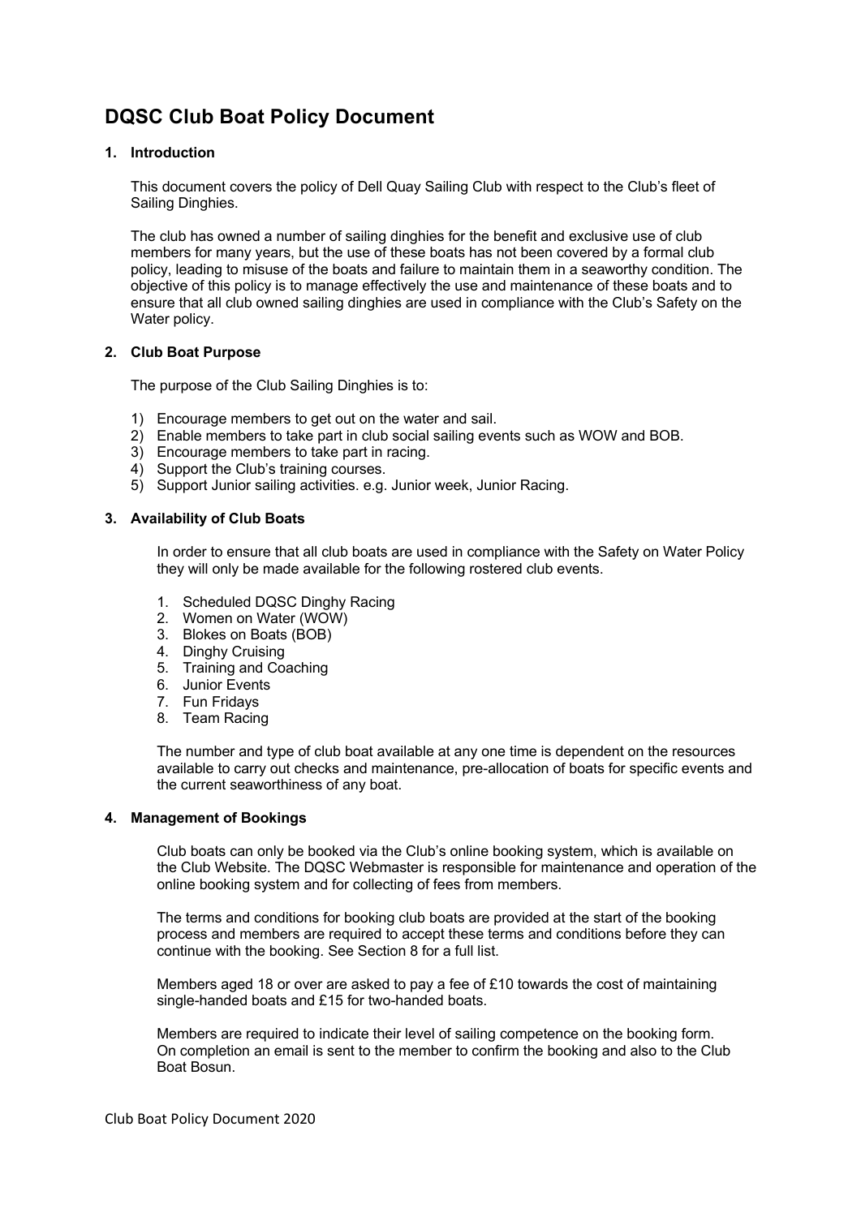# DQSC Club Boat Policy Document

## 1. Introduction

This document covers the policy of Dell Quay Sailing Club with respect to the Club's fleet of Sailing Dinghies.

The club has owned a number of sailing dinghies for the benefit and exclusive use of club members for many years, but the use of these boats has not been covered by a formal club policy, leading to misuse of the boats and failure to maintain them in a seaworthy condition. The objective of this policy is to manage effectively the use and maintenance of these boats and to ensure that all club owned sailing dinghies are used in compliance with the Club's Safety on the Water policy.

## 2. Club Boat Purpose

The purpose of the Club Sailing Dinghies is to:

1) Encourage members to get out on the water and sail.
2) Enable members to take part in club social sailing events such as WOW and BOB.
3) Encourage members to take part in racing.
4) Support the Club's training courses.
5) Support Junior sailing activities. e.g. Junior week, Junior Racing.

## 3. Availability of Club Boats

In order to ensure that all club boats are used in compliance with the Safety on Water Policy they will only be made available for the following rostered club events.

1. Scheduled DQSC Dinghy Racing
2. Women on Water (WOW)
3. Blokes on Boats (BOB)
4. Dinghy Cruising
5. Training and Coaching
6. Junior Events
7. Fun Fridays
8. Team Racing

The number and type of club boat available at any one time is dependent on the resources available to carry out checks and maintenance, pre-allocation of boats for specific events and the current seaworthiness of any boat.

## 4. Management of Bookings

Club boats can only be booked via the Club's online booking system, which is available on the Club Website. The DQSC Webmaster is responsible for maintenance and operation of the online booking system and for collecting of fees from members.

The terms and conditions for booking club boats are provided at the start of the booking process and members are required to accept these terms and conditions before they can continue with the booking. See Section 8 for a full list.

Members aged 18 or over are asked to pay a fee of £10 towards the cost of maintaining single-handed boats and £15 for two-handed boats.

Members are required to indicate their level of sailing competence on the booking form. On completion an email is sent to the member to confirm the booking and also to the Club Boat Bosun.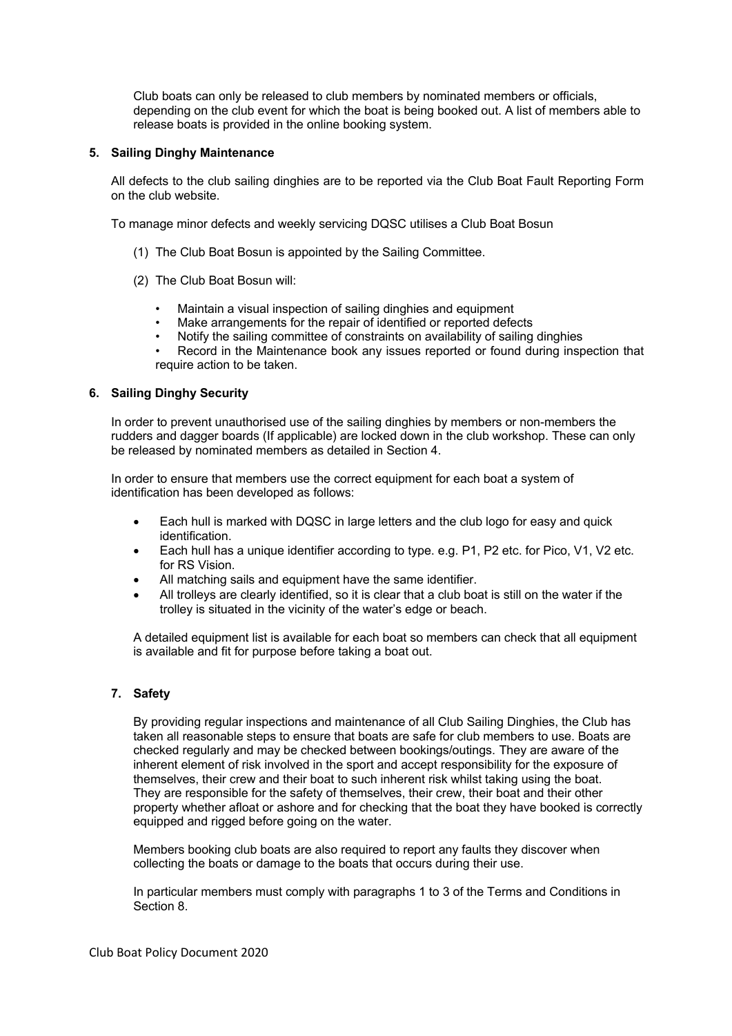Club boats can only be released to club members by nominated members or officials, depending on the club event for which the boat is being booked out. A list of members able to release boats is provided in the online booking system.

## 5. Sailing Dinghy Maintenance

All defects to the club sailing dinghies are to be reported via the Club Boat Fault Reporting Form on the club website.

To manage minor defects and weekly servicing DQSC utilises a Club Boat Bosun

(1) The Club Boat Bosun is appointed by the Sailing Committee.

(2) The Club Boat Bosun will:

- Maintain a visual inspection of sailing dinghies and equipment
- Make arrangements for the repair of identified or reported defects
- Notify the sailing committee of constraints on availability of sailing dinghies
- Record in the Maintenance book any issues reported or found during inspection that require action to be taken.

## 6. Sailing Dinghy Security

In order to prevent unauthorised use of the sailing dinghies by members or non-members the rudders and dagger boards (If applicable) are locked down in the club workshop. These can only be released by nominated members as detailed in Section 4.

In order to ensure that members use the correct equipment for each boat a system of identification has been developed as follows:

- Each hull is marked with DQSC in large letters and the club logo for easy and quick identification.
- Each hull has a unique identifier according to type. e.g. P1, P2 etc. for Pico, V1, V2 etc. for RS Vision.
- All matching sails and equipment have the same identifier.
- All trolleys are clearly identified, so it is clear that a club boat is still on the water if the trolley is situated in the vicinity of the water's edge or beach.

A detailed equipment list is available for each boat so members can check that all equipment is available and fit for purpose before taking a boat out.

## 7. Safety

By providing regular inspections and maintenance of all Club Sailing Dinghies, the Club has taken all reasonable steps to ensure that boats are safe for club members to use. Boats are checked regularly and may be checked between bookings/outings. They are aware of the inherent element of risk involved in the sport and accept responsibility for the exposure of themselves, their crew and their boat to such inherent risk whilst taking using the boat. They are responsible for the safety of themselves, their crew, their boat and their other property whether afloat or ashore and for checking that the boat they have booked is correctly equipped and rigged before going on the water.

Members booking club boats are also required to report any faults they discover when collecting the boats or damage to the boats that occurs during their use.

In particular members must comply with paragraphs 1 to 3 of the Terms and Conditions in Section 8.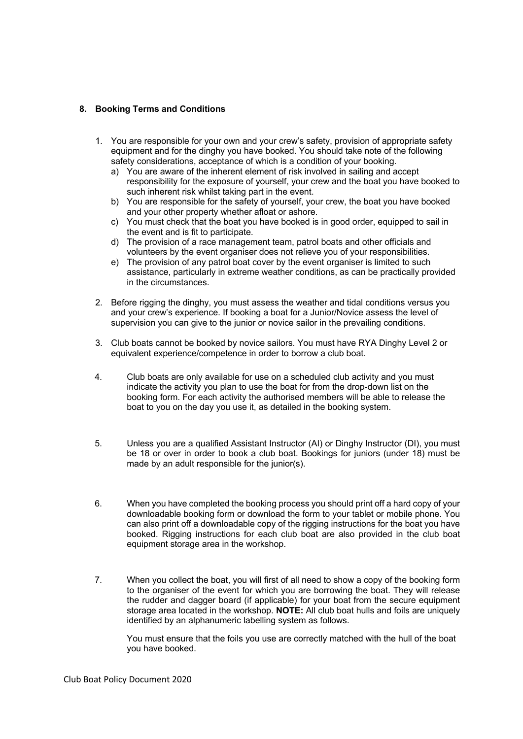## 8. Booking Terms and Conditions

1. You are responsible for your own and your crew's safety, provision of appropriate safety equipment and for the dinghy you have booked. You should take note of the following safety considerations, acceptance of which is a condition of your booking.
   a) You are aware of the inherent element of risk involved in sailing and accept responsibility for the exposure of yourself, your crew and the boat you have booked to such inherent risk whilst taking part in the event.
   b) You are responsible for the safety of yourself, your crew, the boat you have booked and your other property whether afloat or ashore.
   c) You must check that the boat you have booked is in good order, equipped to sail in the event and is fit to participate.
   d) The provision of a race management team, patrol boats and other officials and volunteers by the event organiser does not relieve you of your responsibilities.
   e) The provision of any patrol boat cover by the event organiser is limited to such assistance, particularly in extreme weather conditions, as can be practically provided in the circumstances.

2. Before rigging the dinghy, you must assess the weather and tidal conditions versus you and your crew's experience. If booking a boat for a Junior/Novice assess the level of supervision you can give to the junior or novice sailor in the prevailing conditions.

3. Club boats cannot be booked by novice sailors. You must have RYA Dinghy Level 2 or equivalent experience/competence in order to borrow a club boat.

4. Club boats are only available for use on a scheduled club activity and you must indicate the activity you plan to use the boat for from the drop-down list on the booking form. For each activity the authorised members will be able to release the boat to you on the day you use it, as detailed in the booking system.

5. Unless you are a qualified Assistant Instructor (AI) or Dinghy Instructor (DI), you must be 18 or over in order to book a club boat. Bookings for juniors (under 18) must be made by an adult responsible for the junior(s).

6. When you have completed the booking process you should print off a hard copy of your downloadable booking form or download the form to your tablet or mobile phone. You can also print off a downloadable copy of the rigging instructions for the boat you have booked. Rigging instructions for each club boat are also provided in the club boat equipment storage area in the workshop.

7. When you collect the boat, you will first of all need to show a copy of the booking form to the organiser of the event for which you are borrowing the boat. They will release the rudder and dagger board (if applicable) for your boat from the secure equipment storage area located in the workshop. **NOTE:** All club boat hulls and foils are uniquely identified by an alphanumeric labelling system as follows.

   You must ensure that the foils you use are correctly matched with the hull of the boat you have booked.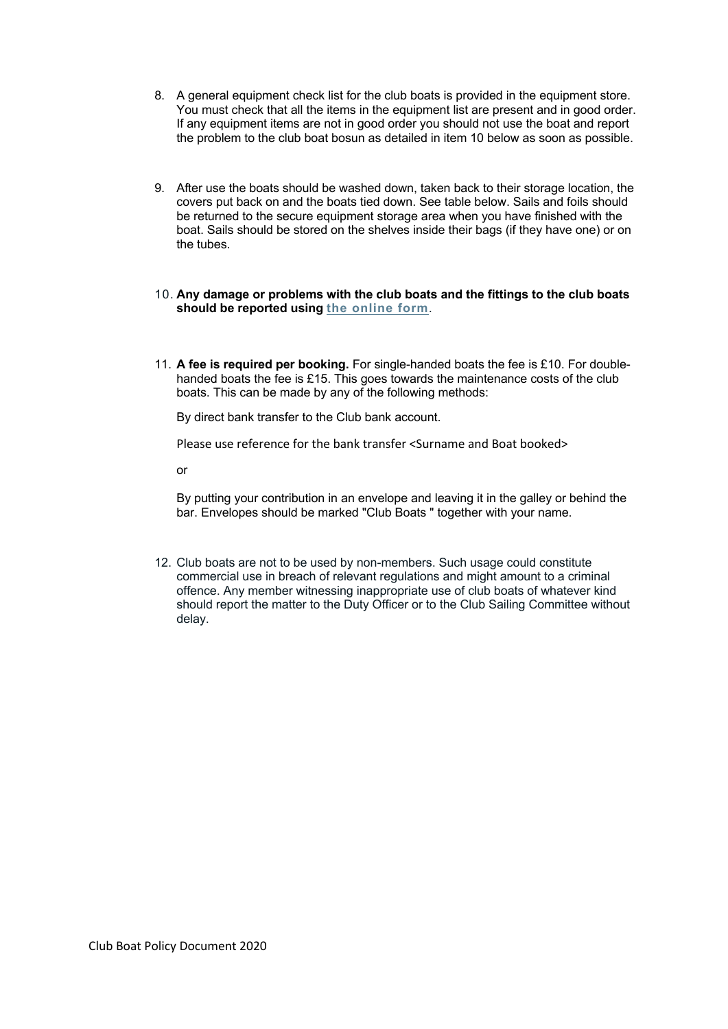8. A general equipment check list for the club boats is provided in the equipment store. You must check that all the items in the equipment list are present and in good order. If any equipment items are not in good order you should not use the boat and report the problem to the club boat bosun as detailed in item 10 below as soon as possible.

9. After use the boats should be washed down, taken back to their storage location, the covers put back on and the boats tied down. See table below. Sails and foils should be returned to the secure equipment storage area when you have finished with the boat. Sails should be stored on the shelves inside their bags (if they have one) or on the tubes.

10. **Any damage or problems with the club boats and the fittings to the club boats should be reported using the online form.**

11. **A fee is required per booking.** For single-handed boats the fee is £10. For double-handed boats the fee is £15. This goes towards the maintenance costs of the club boats. This can be made by any of the following methods:

    By direct bank transfer to the Club bank account.

    Please use reference for the bank transfer <Surname and Boat booked>

    or

    By putting your contribution in an envelope and leaving it in the galley or behind the bar. Envelopes should be marked "Club Boats " together with your name.

12. Club boats are not to be used by non-members. Such usage could constitute commercial use in breach of relevant regulations and might amount to a criminal offence. Any member witnessing inappropriate use of club boats of whatever kind should report the matter to the Duty Officer or to the Club Sailing Committee without delay.